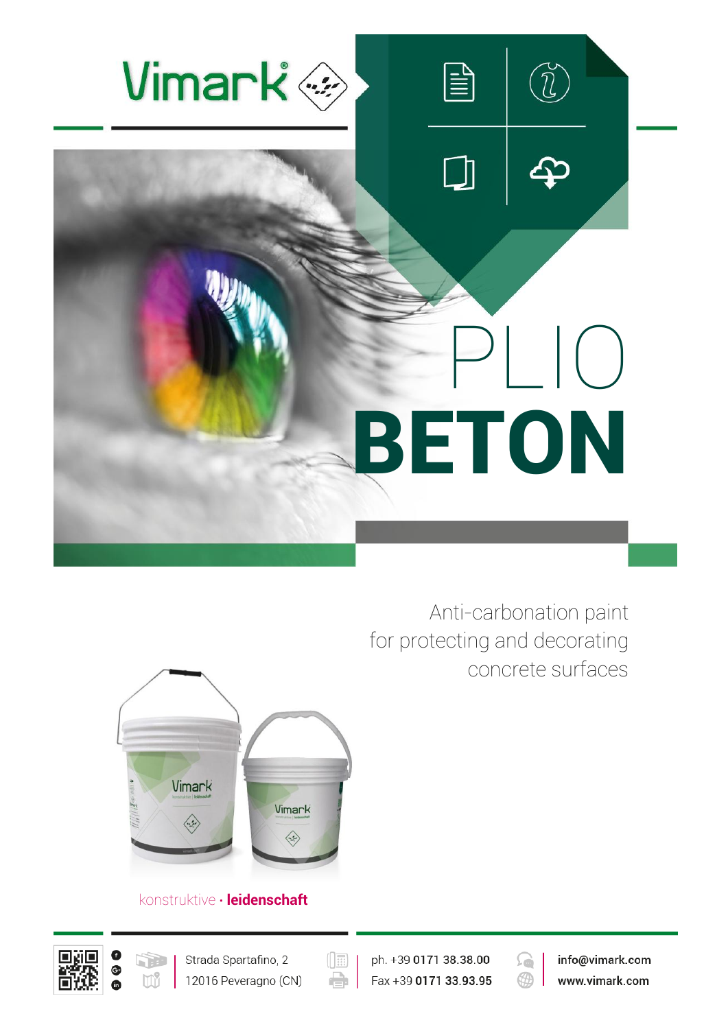Vimark®

# PLIO BETON

Anti-carbonation paint for protecting and decorating concrete surfaces

konstruktive · **leidenschaft**

Strada Spartafino, 2
12016 Peveragno (CN)

ph. +39 **0171 38.38.00**
Fax +39 **0171 33.93.95**

**info@vimark.com**
**www.vimark.com**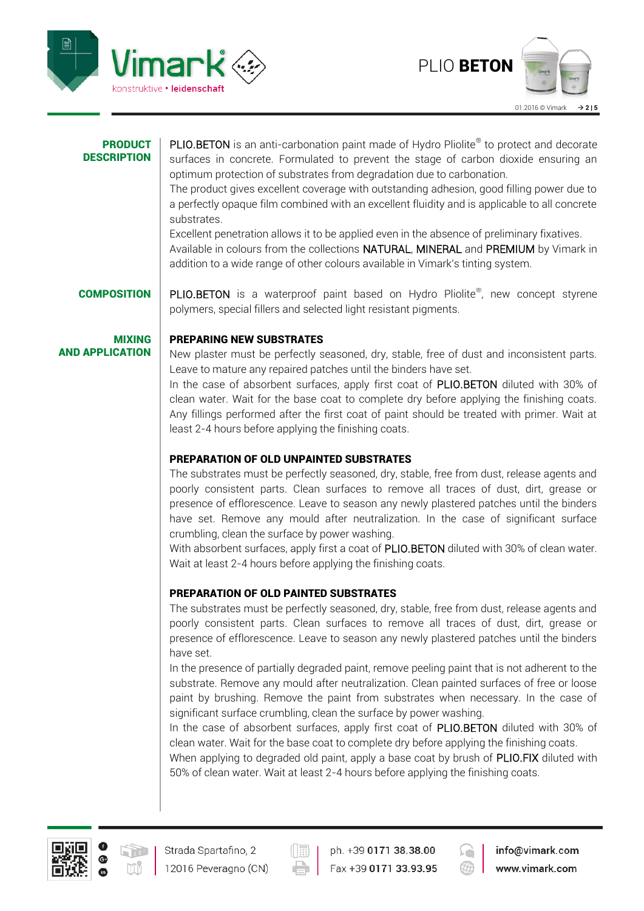## PRODUCT DESCRIPTION

PLIO.BETON is an anti-carbonation paint made of Hydro Pliolite® to protect and decorate surfaces in concrete. Formulated to prevent the stage of carbon dioxide ensuring an optimum protection of substrates from degradation due to carbonation.

The product gives excellent coverage with outstanding adhesion, good filling power due to a perfectly opaque film combined with an excellent fluidity and is applicable to all concrete substrates.

Excellent penetration allows it to be applied even in the absence of preliminary fixatives.

Available in colours from the collections NATURAL, MINERAL and PREMIUM by Vimark in addition to a wide range of other colours available in Vimark's tinting system.

## COMPOSITION

PLIO.BETON is a waterproof paint based on Hydro Pliolite®, new concept styrene polymers, special fillers and selected light resistant pigments.

## MIXING AND APPLICATION

### PREPARING NEW SUBSTRATES

New plaster must be perfectly seasoned, dry, stable, free of dust and inconsistent parts. Leave to mature any repaired patches until the binders have set.

In the case of absorbent surfaces, apply first coat of PLIO.BETON diluted with 30% of clean water. Wait for the base coat to complete dry before applying the finishing coats. Any fillings performed after the first coat of paint should be treated with primer. Wait at least 2-4 hours before applying the finishing coats.

### PREPARATION OF OLD UNPAINTED SUBSTRATES

The substrates must be perfectly seasoned, dry, stable, free from dust, release agents and poorly consistent parts. Clean surfaces to remove all traces of dust, dirt, grease or presence of efflorescence. Leave to season any newly plastered patches until the binders have set. Remove any mould after neutralization. In the case of significant surface crumbling, clean the surface by power washing.

With absorbent surfaces, apply first a coat of PLIO.BETON diluted with 30% of clean water. Wait at least 2-4 hours before applying the finishing coats.

### PREPARATION OF OLD PAINTED SUBSTRATES

The substrates must be perfectly seasoned, dry, stable, free from dust, release agents and poorly consistent parts. Clean surfaces to remove all traces of dust, dirt, grease or presence of efflorescence. Leave to season any newly plastered patches until the binders have set.

In the presence of partially degraded paint, remove peeling paint that is not adherent to the substrate. Remove any mould after neutralization. Clean painted surfaces of free or loose paint by brushing. Remove the paint from substrates when necessary. In the case of significant surface crumbling, clean the surface by power washing.

In the case of absorbent surfaces, apply first coat of PLIO.BETON diluted with 30% of clean water. Wait for the base coat to complete dry before applying the finishing coats.

When applying to degraded old paint, apply a base coat by brush of PLIO.FIX diluted with 50% of clean water. Wait at least 2-4 hours before applying the finishing coats.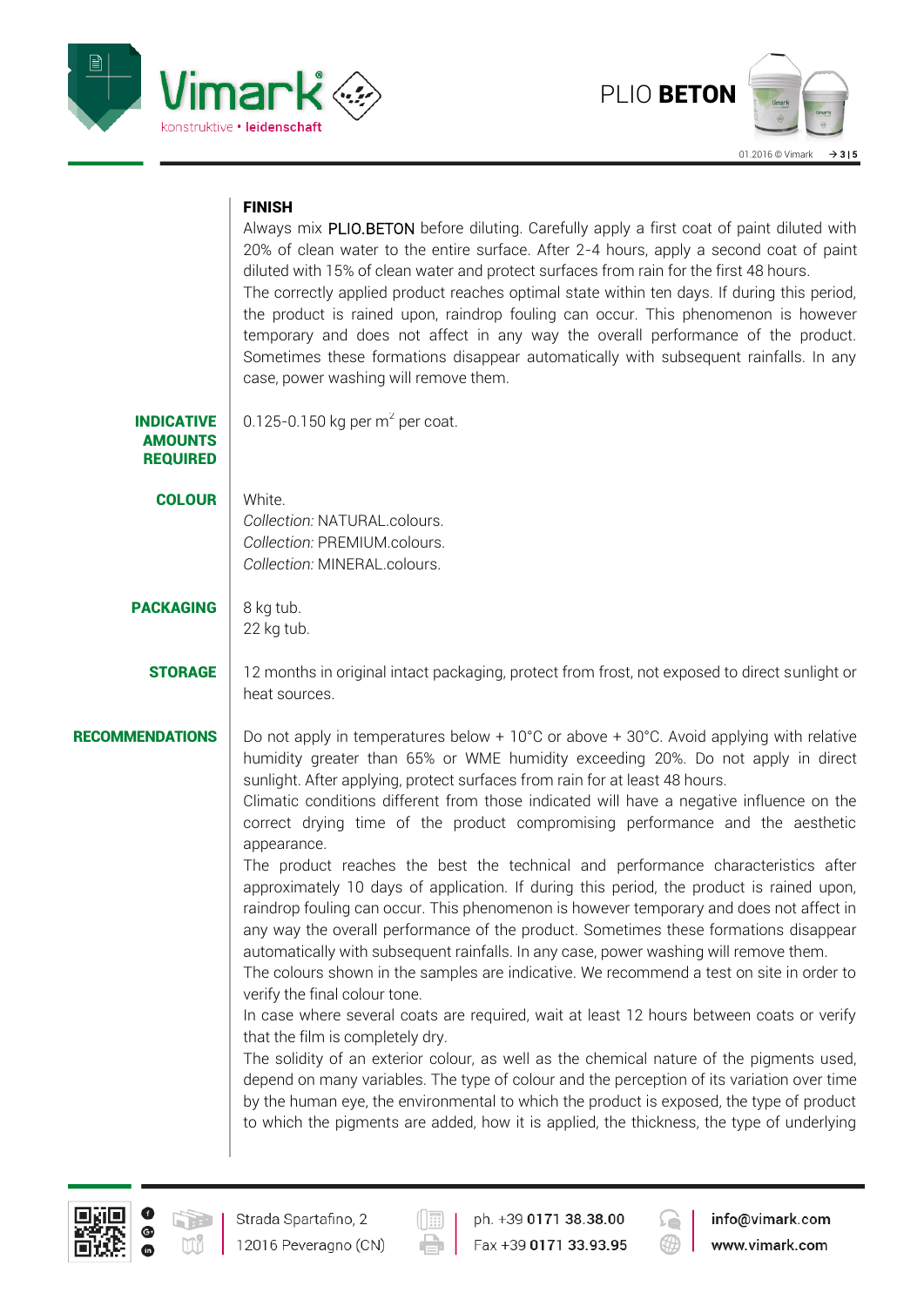### FINISH

Always mix PLIO.BETON before diluting. Carefully apply a first coat of paint diluted with 20% of clean water to the entire surface. After 2-4 hours, apply a second coat of paint diluted with 15% of clean water and protect surfaces from rain for the first 48 hours.
The correctly applied product reaches optimal state within ten days. If during this period, the product is rained upon, raindrop fouling can occur. This phenomenon is however temporary and does not affect in any way the overall performance of the product. Sometimes these formations disappear automatically with subsequent rainfalls. In any case, power washing will remove them.

**INDICATIVE AMOUNTS REQUIRED**

0.125-0.150 kg per m$^2$ per coat.

**COLOUR**

White.
*Collection:* NATURAL.colours.
*Collection:* PREMIUM.colours.
*Collection:* MINERAL.colours.

**PACKAGING**

8 kg tub.
22 kg tub.

**STORAGE**

12 months in original intact packaging, protect from frost, not exposed to direct sunlight or heat sources.

**RECOMMENDATIONS**

Do not apply in temperatures below + 10°C or above + 30°C. Avoid applying with relative humidity greater than 65% or WME humidity exceeding 20%. Do not apply in direct sunlight. After applying, protect surfaces from rain for at least 48 hours.
Climatic conditions different from those indicated will have a negative influence on the correct drying time of the product compromising performance and the aesthetic appearance.
The product reaches the best the technical and performance characteristics after approximately 10 days of application. If during this period, the product is rained upon, raindrop fouling can occur. This phenomenon is however temporary and does not affect in any way the overall performance of the product. Sometimes these formations disappear automatically with subsequent rainfalls. In any case, power washing will remove them.
The colours shown in the samples are indicative. We recommend a test on site in order to verify the final colour tone.
In case where several coats are required, wait at least 12 hours between coats or verify that the film is completely dry.
The solidity of an exterior colour, as well as the chemical nature of the pigments used, depend on many variables. The type of colour and the perception of its variation over time by the human eye, the environmental to which the product is exposed, the type of product to which the pigments are added, how it is applied, the thickness, the type of underlying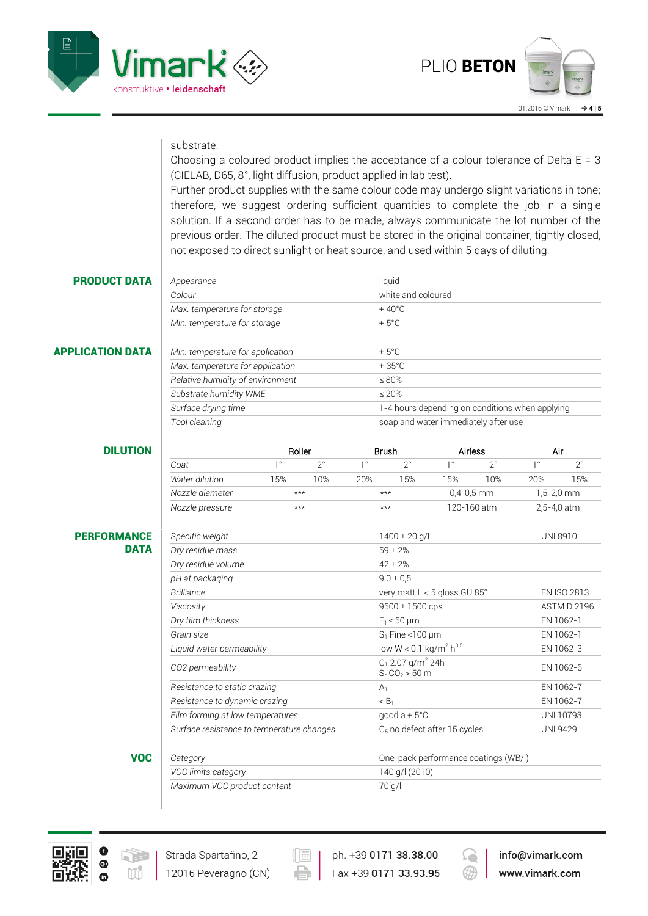substrate.
Choosing a coloured product implies the acceptance of a colour tolerance of Delta E = 3 (CIELAB, D65, 8°, light diffusion, product applied in lab test).
Further product supplies with the same colour code may undergo slight variations in tone; therefore, we suggest ordering sufficient quantities to complete the job in a single solution. If a second order has to be made, always communicate the lot number of the previous order. The diluted product must be stored in the original container, tightly closed, not exposed to direct sunlight or heat source, and used within 5 days of diluting.

## PRODUCT DATA

| | |
|---|---|
| *Appearance* | liquid |
| *Colour* | white and coloured |
| *Max. temperature for storage* | + 40°C |
| *Min. temperature for storage* | + 5°C |

## APPLICATION DATA

| | |
|---|---|
| *Min. temperature for application* | + 5°C |
| *Max. temperature for application* | + 35°C |
| *Relative humidity of environment* | ≤ 80% |
| *Substrate humidity WME* | ≤ 20% |
| *Surface drying time* | 1-4 hours depending on conditions when applying |
| *Tool cleaning* | soap and water immediately after use |

## DILUTION

| | Roller | | Brush | | Airless | | Air | |
|---|---|---|---|---|---|---|---|---|
| *Coat* | 1° | 2° | 1° | 2° | 1° | 2° | 1° | 2° |
| *Water dilution* | 15% | 10% | 20% | 15% | 15% | 10% | 20% | 15% |
| *Nozzle diameter* | *** | | *** | | 0,4-0,5 mm | | 1,5-2,0 mm | |
| *Nozzle pressure* | *** | | *** | | 120-160 atm | | 2,5-4,0 atm | |

## PERFORMANCE DATA

| | | |
|---|---|---|
| *Specific weight* | 1400 ± 20 g/l | UNI 8910 |
| *Dry residue mass* | 59 ± 2% | |
| *Dry residue volume* | 42 ± 2% | |
| *pH at packaging* | 9.0 ± 0,5 | |
| *Brilliance* | very matt L < 5 gloss GU 85° | EN ISO 2813 |
| *Viscosity* | 9500 ± 1500 cps | ASTM D 2196 |
| *Dry film thickness* | $E_1 \leq 50$ µm | EN 1062-1 |
| *Grain size* | $S_1$ Fine <100 µm | EN 1062-1 |
| *Liquid water permeability* | low W < 0.1 kg/m$^2$ h$^{0,5}$ | EN 1062-3 |
| *CO2 permeability* | $C_1$ 2.07 g/m$^2$ 24h<br>$S_d CO_2$ > 50 m | EN 1062-6 |
| *Resistance to static crazing* | $A_1$ | EN 1062-7 |
| *Resistance to dynamic crazing* | < $B_1$ | EN 1062-7 |
| *Film forming at low temperatures* | good a + 5°C | UNI 10793 |
| *Surface resistance to temperature changes* | $C_5$ no defect after 15 cycles | UNI 9429 |

## VOC

| | |
|---|---|
| *Category* | One-pack performance coatings (WB/i) |
| *VOC limits category* | 140 g/l (2010) |
| *Maximum VOC product content* | 70 g/l |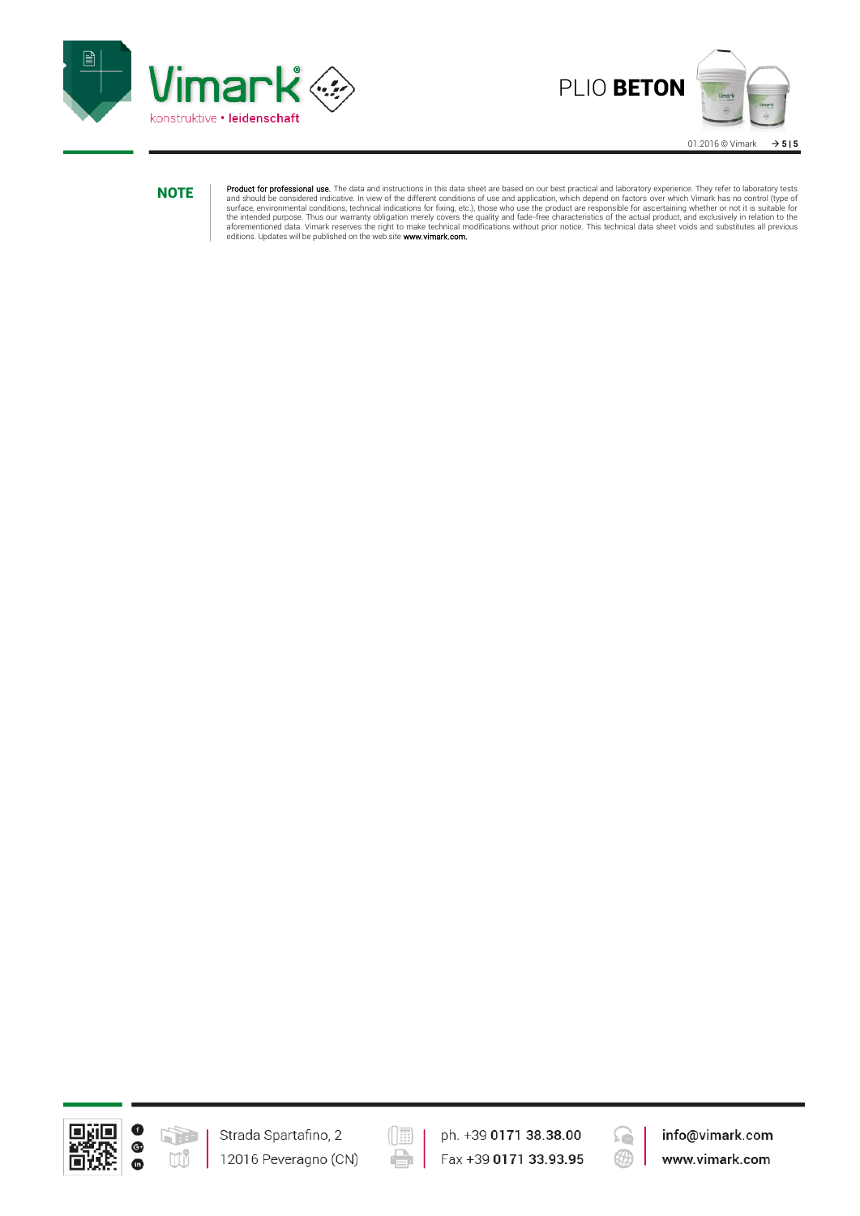## NOTE

**Product for professional use.** The data and instructions in this data sheet are based on our best practical and laboratory experience. They refer to laboratory tests and should be considered indicative. In view of the different conditions of use and application, which depend on factors over which Vimark has no control (type of surface, environmental conditions, technical indications for fixing, etc.), those who use the product are responsible for ascertaining whether or not it is suitable for the intended purpose. Thus our warranty obligation merely covers the quality and fade-free characteristics of the actual product, and exclusively in relation to the aforementioned data. Vimark reserves the right to make technical modifications without prior notice. This technical data sheet voids and substitutes all previous editions. Updates will be published on the web site **www.vimark.com.**